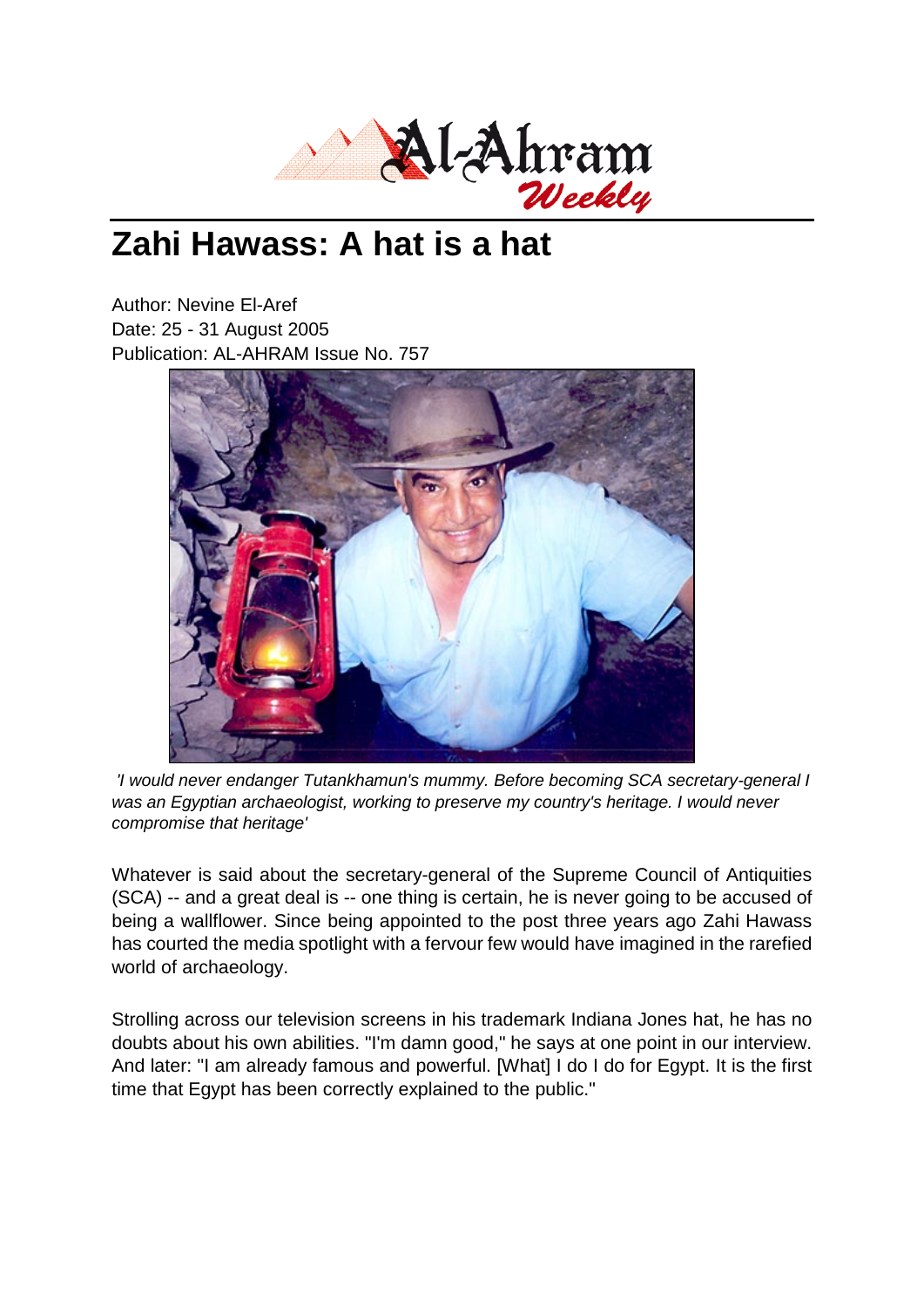# Zahi Hawass: A hat is a hat

Author: Nevine El-Aref
Date: 25 - 31 August 2005
Publication: AL-AHRAM Issue No. 757

*'I would never endanger Tutankhamun's mummy. Before becoming SCA secretary-general I was an Egyptian archaeologist, working to preserve my country's heritage. I would never compromise that heritage'*

Whatever is said about the secretary-general of the Supreme Council of Antiquities (SCA) -- and a great deal is -- one thing is certain, he is never going to be accused of being a wallflower. Since being appointed to the post three years ago Zahi Hawass has courted the media spotlight with a fervour few would have imagined in the rarefied world of archaeology.

Strolling across our television screens in his trademark Indiana Jones hat, he has no doubts about his own abilities. "I'm damn good," he says at one point in our interview. And later: "I am already famous and powerful. [What] I do I do for Egypt. It is the first time that Egypt has been correctly explained to the public."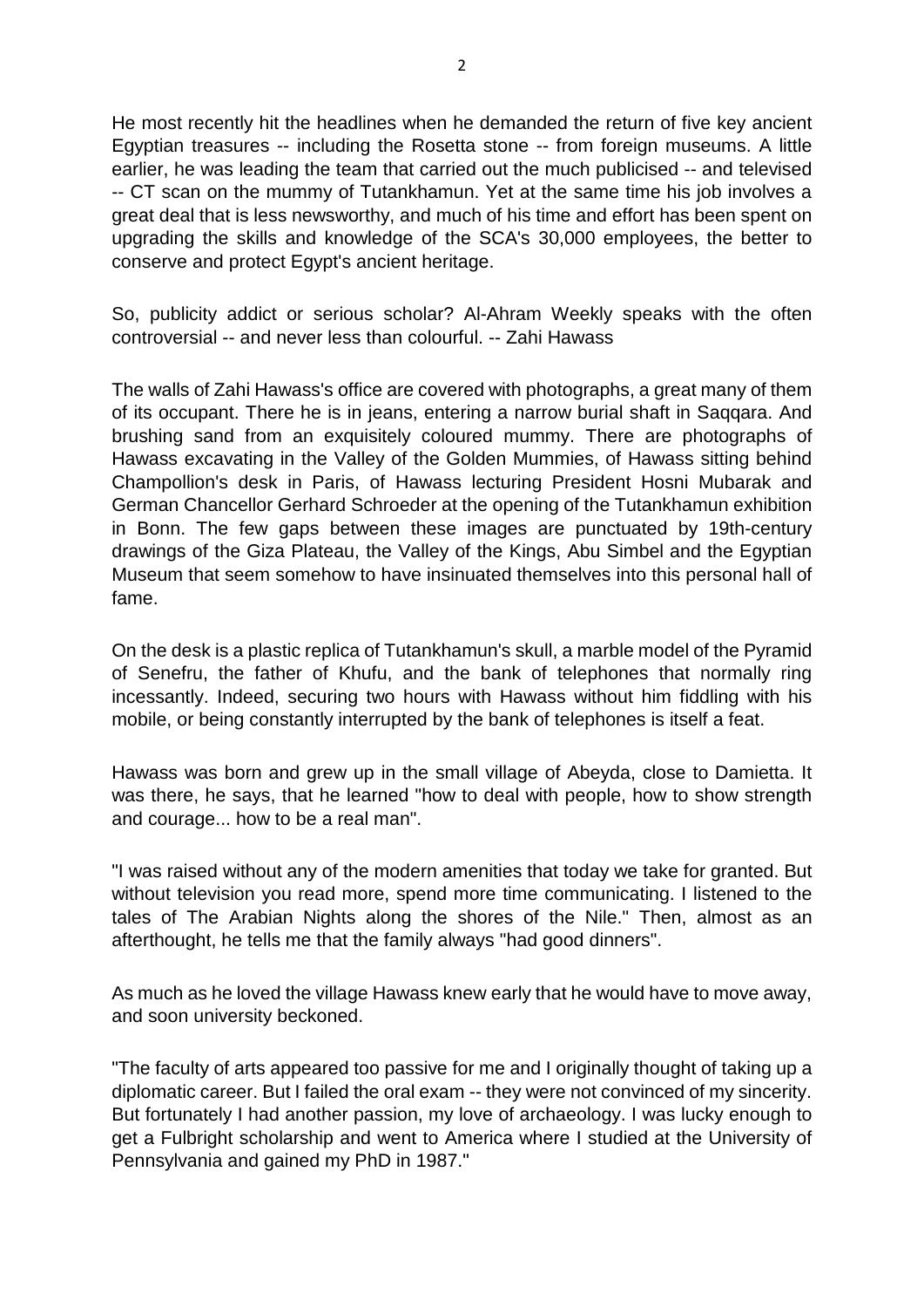He most recently hit the headlines when he demanded the return of five key ancient Egyptian treasures -- including the Rosetta stone -- from foreign museums. A little earlier, he was leading the team that carried out the much publicised -- and televised -- CT scan on the mummy of Tutankhamun. Yet at the same time his job involves a great deal that is less newsworthy, and much of his time and effort has been spent on upgrading the skills and knowledge of the SCA's 30,000 employees, the better to conserve and protect Egypt's ancient heritage.

So, publicity addict or serious scholar? Al-Ahram Weekly speaks with the often controversial -- and never less than colourful. -- Zahi Hawass

The walls of Zahi Hawass's office are covered with photographs, a great many of them of its occupant. There he is in jeans, entering a narrow burial shaft in Saqqara. And brushing sand from an exquisitely coloured mummy. There are photographs of Hawass excavating in the Valley of the Golden Mummies, of Hawass sitting behind Champollion's desk in Paris, of Hawass lecturing President Hosni Mubarak and German Chancellor Gerhard Schroeder at the opening of the Tutankhamun exhibition in Bonn. The few gaps between these images are punctuated by 19th-century drawings of the Giza Plateau, the Valley of the Kings, Abu Simbel and the Egyptian Museum that seem somehow to have insinuated themselves into this personal hall of fame.

On the desk is a plastic replica of Tutankhamun's skull, a marble model of the Pyramid of Senefru, the father of Khufu, and the bank of telephones that normally ring incessantly. Indeed, securing two hours with Hawass without him fiddling with his mobile, or being constantly interrupted by the bank of telephones is itself a feat.

Hawass was born and grew up in the small village of Abeyda, close to Damietta. It was there, he says, that he learned "how to deal with people, how to show strength and courage... how to be a real man".

"I was raised without any of the modern amenities that today we take for granted. But without television you read more, spend more time communicating. I listened to the tales of The Arabian Nights along the shores of the Nile." Then, almost as an afterthought, he tells me that the family always "had good dinners".

As much as he loved the village Hawass knew early that he would have to move away, and soon university beckoned.

"The faculty of arts appeared too passive for me and I originally thought of taking up a diplomatic career. But I failed the oral exam -- they were not convinced of my sincerity. But fortunately I had another passion, my love of archaeology. I was lucky enough to get a Fulbright scholarship and went to America where I studied at the University of Pennsylvania and gained my PhD in 1987."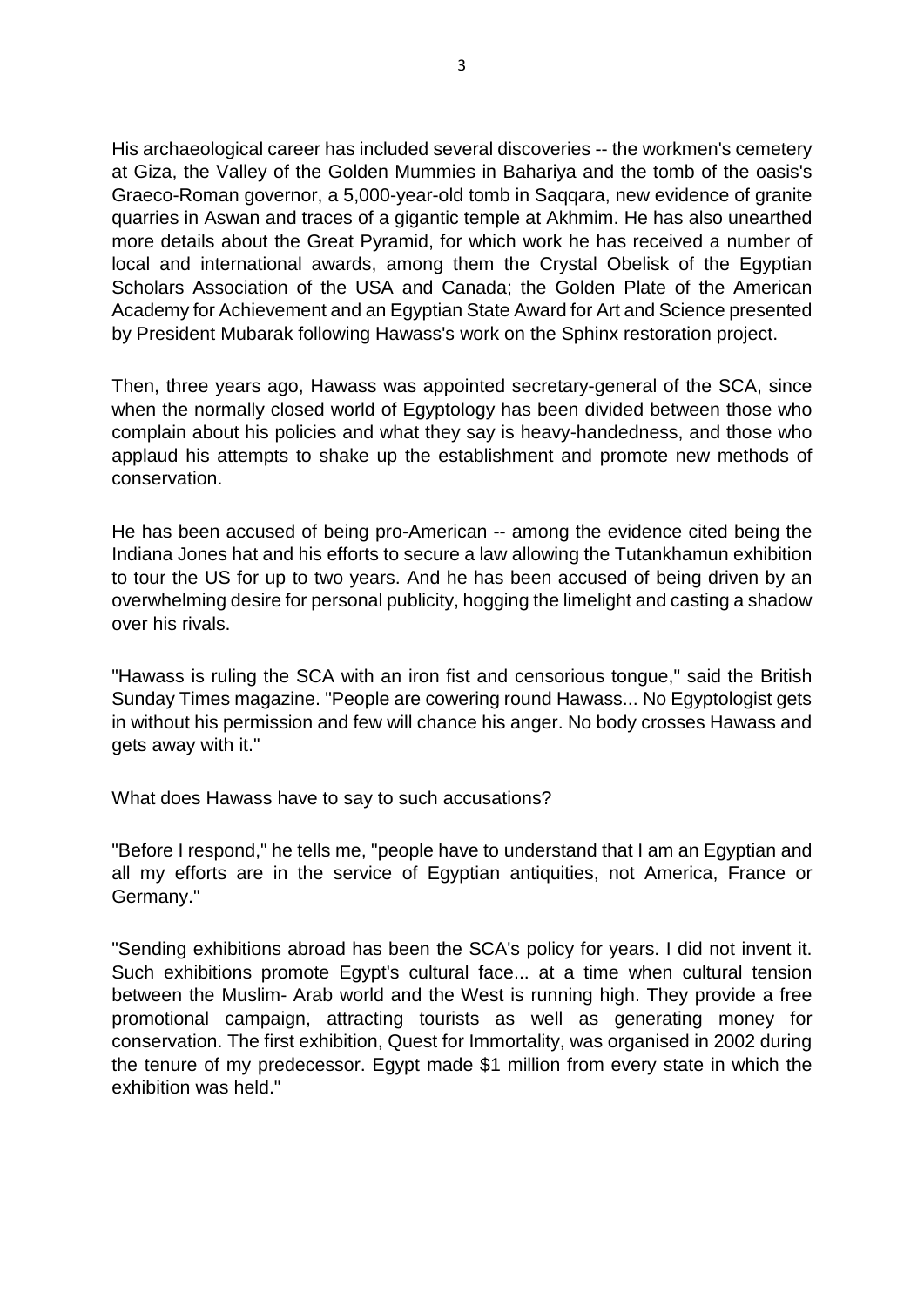His archaeological career has included several discoveries -- the workmen's cemetery at Giza, the Valley of the Golden Mummies in Bahariya and the tomb of the oasis's Graeco-Roman governor, a 5,000-year-old tomb in Saqqara, new evidence of granite quarries in Aswan and traces of a gigantic temple at Akhmim. He has also unearthed more details about the Great Pyramid, for which work he has received a number of local and international awards, among them the Crystal Obelisk of the Egyptian Scholars Association of the USA and Canada; the Golden Plate of the American Academy for Achievement and an Egyptian State Award for Art and Science presented by President Mubarak following Hawass's work on the Sphinx restoration project.

Then, three years ago, Hawass was appointed secretary-general of the SCA, since when the normally closed world of Egyptology has been divided between those who complain about his policies and what they say is heavy-handedness, and those who applaud his attempts to shake up the establishment and promote new methods of conservation.

He has been accused of being pro-American -- among the evidence cited being the Indiana Jones hat and his efforts to secure a law allowing the Tutankhamun exhibition to tour the US for up to two years. And he has been accused of being driven by an overwhelming desire for personal publicity, hogging the limelight and casting a shadow over his rivals.

"Hawass is ruling the SCA with an iron fist and censorious tongue," said the British Sunday Times magazine. "People are cowering round Hawass... No Egyptologist gets in without his permission and few will chance his anger. No body crosses Hawass and gets away with it."

What does Hawass have to say to such accusations?

"Before I respond," he tells me, "people have to understand that I am an Egyptian and all my efforts are in the service of Egyptian antiquities, not America, France or Germany."

"Sending exhibitions abroad has been the SCA's policy for years. I did not invent it. Such exhibitions promote Egypt's cultural face... at a time when cultural tension between the Muslim- Arab world and the West is running high. They provide a free promotional campaign, attracting tourists as well as generating money for conservation. The first exhibition, Quest for Immortality, was organised in 2002 during the tenure of my predecessor. Egypt made $1 million from every state in which the exhibition was held."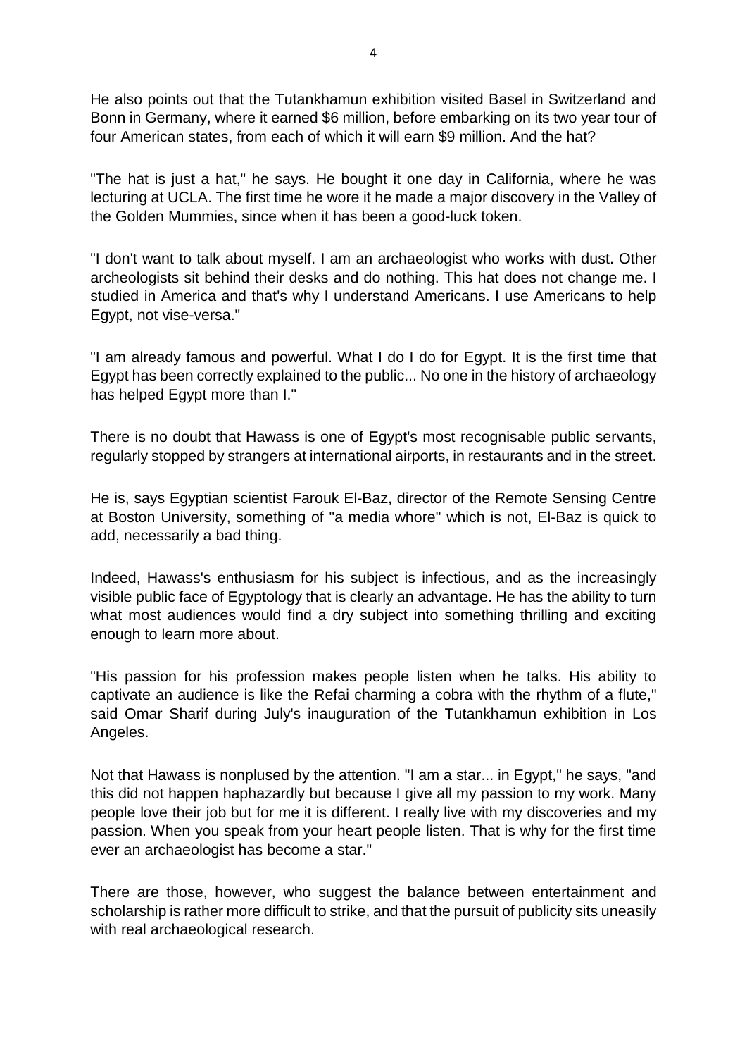He also points out that the Tutankhamun exhibition visited Basel in Switzerland and Bonn in Germany, where it earned $6 million, before embarking on its two year tour of four American states, from each of which it will earn $9 million. And the hat?

"The hat is just a hat," he says. He bought it one day in California, where he was lecturing at UCLA. The first time he wore it he made a major discovery in the Valley of the Golden Mummies, since when it has been a good-luck token.

"I don't want to talk about myself. I am an archaeologist who works with dust. Other archeologists sit behind their desks and do nothing. This hat does not change me. I studied in America and that's why I understand Americans. I use Americans to help Egypt, not vise-versa."

"I am already famous and powerful. What I do I do for Egypt. It is the first time that Egypt has been correctly explained to the public... No one in the history of archaeology has helped Egypt more than I."

There is no doubt that Hawass is one of Egypt's most recognisable public servants, regularly stopped by strangers at international airports, in restaurants and in the street.

He is, says Egyptian scientist Farouk El-Baz, director of the Remote Sensing Centre at Boston University, something of "a media whore" which is not, El-Baz is quick to add, necessarily a bad thing.

Indeed, Hawass's enthusiasm for his subject is infectious, and as the increasingly visible public face of Egyptology that is clearly an advantage. He has the ability to turn what most audiences would find a dry subject into something thrilling and exciting enough to learn more about.

"His passion for his profession makes people listen when he talks. His ability to captivate an audience is like the Refai charming a cobra with the rhythm of a flute," said Omar Sharif during July's inauguration of the Tutankhamun exhibition in Los Angeles.

Not that Hawass is nonplused by the attention. "I am a star... in Egypt," he says, "and this did not happen haphazardly but because I give all my passion to my work. Many people love their job but for me it is different. I really live with my discoveries and my passion. When you speak from your heart people listen. That is why for the first time ever an archaeologist has become a star."

There are those, however, who suggest the balance between entertainment and scholarship is rather more difficult to strike, and that the pursuit of publicity sits uneasily with real archaeological research.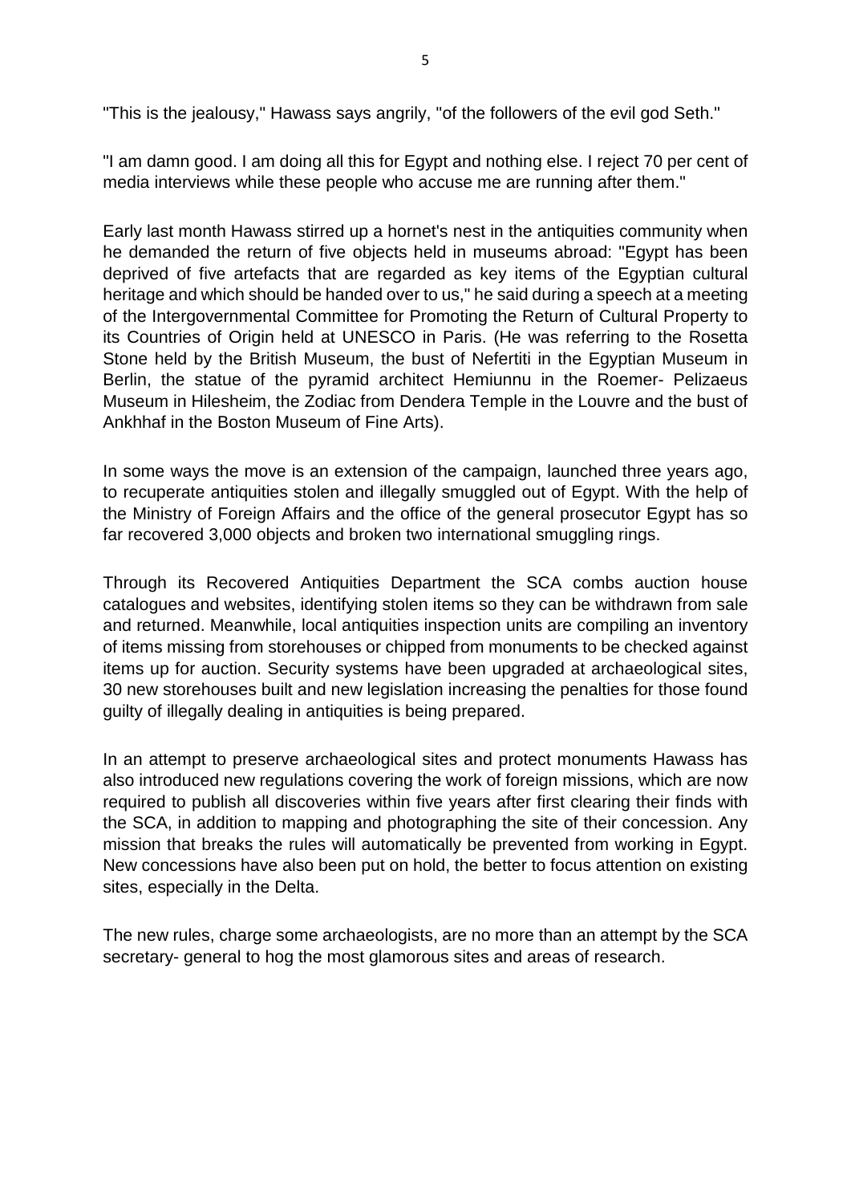"This is the jealousy," Hawass says angrily, "of the followers of the evil god Seth."

"I am damn good. I am doing all this for Egypt and nothing else. I reject 70 per cent of media interviews while these people who accuse me are running after them."

Early last month Hawass stirred up a hornet's nest in the antiquities community when he demanded the return of five objects held in museums abroad: "Egypt has been deprived of five artefacts that are regarded as key items of the Egyptian cultural heritage and which should be handed over to us," he said during a speech at a meeting of the Intergovernmental Committee for Promoting the Return of Cultural Property to its Countries of Origin held at UNESCO in Paris. (He was referring to the Rosetta Stone held by the British Museum, the bust of Nefertiti in the Egyptian Museum in Berlin, the statue of the pyramid architect Hemiunnu in the Roemer- Pelizaeus Museum in Hilesheim, the Zodiac from Dendera Temple in the Louvre and the bust of Ankhhaf in the Boston Museum of Fine Arts).

In some ways the move is an extension of the campaign, launched three years ago, to recuperate antiquities stolen and illegally smuggled out of Egypt. With the help of the Ministry of Foreign Affairs and the office of the general prosecutor Egypt has so far recovered 3,000 objects and broken two international smuggling rings.

Through its Recovered Antiquities Department the SCA combs auction house catalogues and websites, identifying stolen items so they can be withdrawn from sale and returned. Meanwhile, local antiquities inspection units are compiling an inventory of items missing from storehouses or chipped from monuments to be checked against items up for auction. Security systems have been upgraded at archaeological sites, 30 new storehouses built and new legislation increasing the penalties for those found guilty of illegally dealing in antiquities is being prepared.

In an attempt to preserve archaeological sites and protect monuments Hawass has also introduced new regulations covering the work of foreign missions, which are now required to publish all discoveries within five years after first clearing their finds with the SCA, in addition to mapping and photographing the site of their concession. Any mission that breaks the rules will automatically be prevented from working in Egypt. New concessions have also been put on hold, the better to focus attention on existing sites, especially in the Delta.

The new rules, charge some archaeologists, are no more than an attempt by the SCA secretary- general to hog the most glamorous sites and areas of research.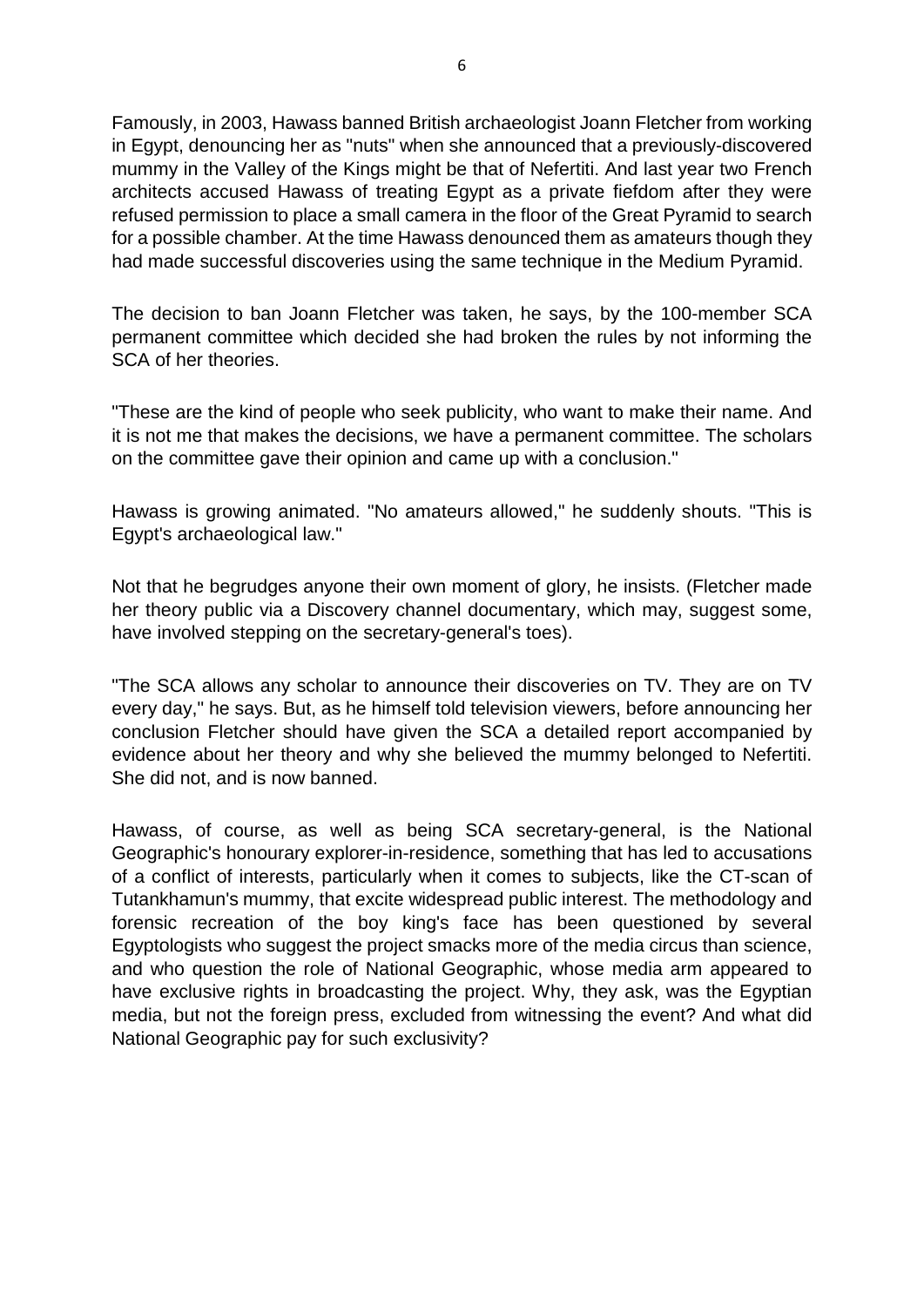Famously, in 2003, Hawass banned British archaeologist Joann Fletcher from working in Egypt, denouncing her as "nuts" when she announced that a previously-discovered mummy in the Valley of the Kings might be that of Nefertiti. And last year two French architects accused Hawass of treating Egypt as a private fiefdom after they were refused permission to place a small camera in the floor of the Great Pyramid to search for a possible chamber. At the time Hawass denounced them as amateurs though they had made successful discoveries using the same technique in the Medium Pyramid.

The decision to ban Joann Fletcher was taken, he says, by the 100-member SCA permanent committee which decided she had broken the rules by not informing the SCA of her theories.

"These are the kind of people who seek publicity, who want to make their name. And it is not me that makes the decisions, we have a permanent committee. The scholars on the committee gave their opinion and came up with a conclusion."

Hawass is growing animated. "No amateurs allowed," he suddenly shouts. "This is Egypt's archaeological law."

Not that he begrudges anyone their own moment of glory, he insists. (Fletcher made her theory public via a Discovery channel documentary, which may, suggest some, have involved stepping on the secretary-general's toes).

"The SCA allows any scholar to announce their discoveries on TV. They are on TV every day," he says. But, as he himself told television viewers, before announcing her conclusion Fletcher should have given the SCA a detailed report accompanied by evidence about her theory and why she believed the mummy belonged to Nefertiti. She did not, and is now banned.

Hawass, of course, as well as being SCA secretary-general, is the National Geographic's honourary explorer-in-residence, something that has led to accusations of a conflict of interests, particularly when it comes to subjects, like the CT-scan of Tutankhamun's mummy, that excite widespread public interest. The methodology and forensic recreation of the boy king's face has been questioned by several Egyptologists who suggest the project smacks more of the media circus than science, and who question the role of National Geographic, whose media arm appeared to have exclusive rights in broadcasting the project. Why, they ask, was the Egyptian media, but not the foreign press, excluded from witnessing the event? And what did National Geographic pay for such exclusivity?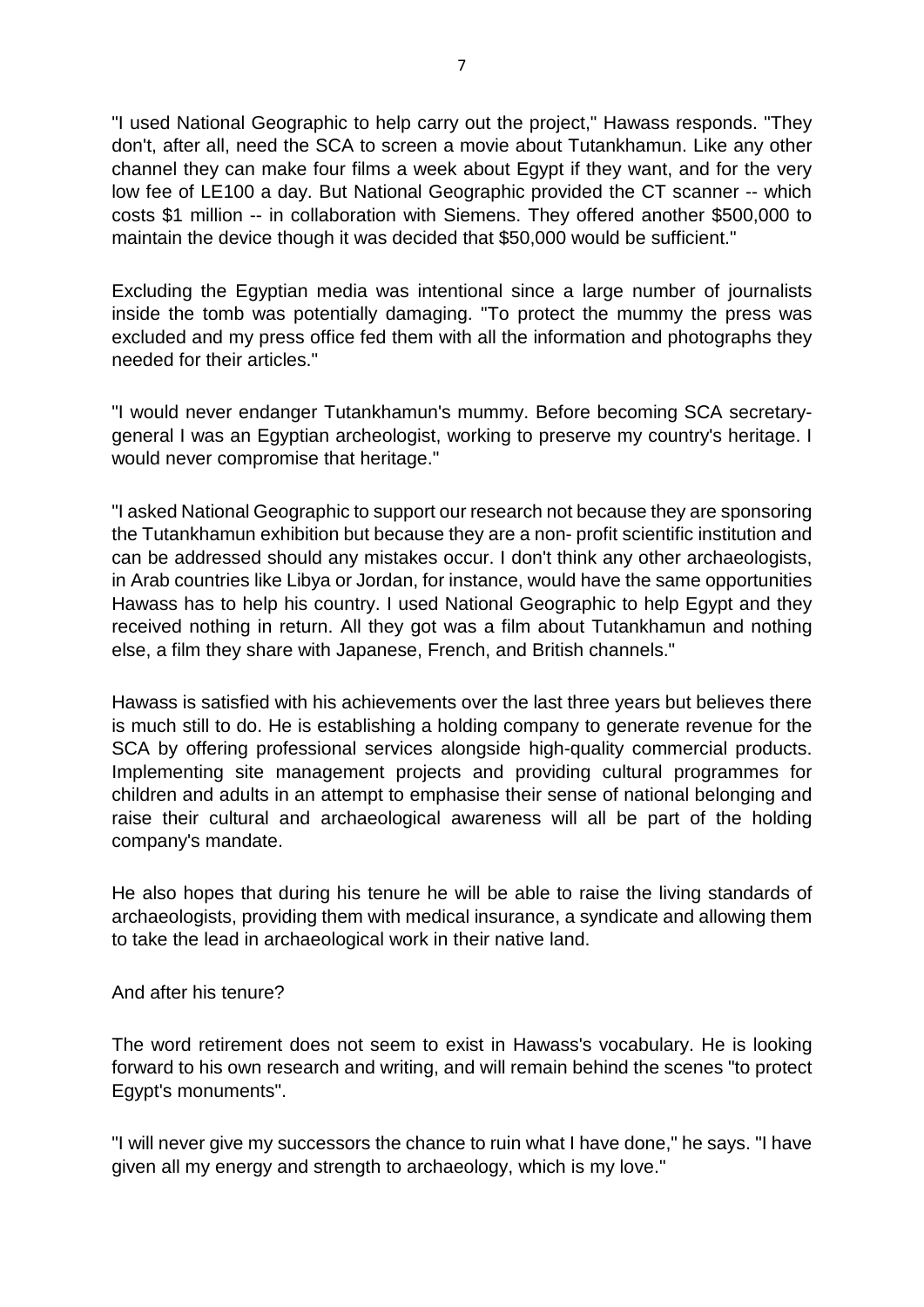"I used National Geographic to help carry out the project," Hawass responds. "They don't, after all, need the SCA to screen a movie about Tutankhamun. Like any other channel they can make four films a week about Egypt if they want, and for the very low fee of LE100 a day. But National Geographic provided the CT scanner -- which costs $1 million -- in collaboration with Siemens. They offered another $500,000 to maintain the device though it was decided that $50,000 would be sufficient."

Excluding the Egyptian media was intentional since a large number of journalists inside the tomb was potentially damaging. "To protect the mummy the press was excluded and my press office fed them with all the information and photographs they needed for their articles."

"I would never endanger Tutankhamun's mummy. Before becoming SCA secretary-general I was an Egyptian archeologist, working to preserve my country's heritage. I would never compromise that heritage."

"I asked National Geographic to support our research not because they are sponsoring the Tutankhamun exhibition but because they are a non- profit scientific institution and can be addressed should any mistakes occur. I don't think any other archaeologists, in Arab countries like Libya or Jordan, for instance, would have the same opportunities Hawass has to help his country. I used National Geographic to help Egypt and they received nothing in return. All they got was a film about Tutankhamun and nothing else, a film they share with Japanese, French, and British channels."

Hawass is satisfied with his achievements over the last three years but believes there is much still to do. He is establishing a holding company to generate revenue for the SCA by offering professional services alongside high-quality commercial products. Implementing site management projects and providing cultural programmes for children and adults in an attempt to emphasise their sense of national belonging and raise their cultural and archaeological awareness will all be part of the holding company's mandate.

He also hopes that during his tenure he will be able to raise the living standards of archaeologists, providing them with medical insurance, a syndicate and allowing them to take the lead in archaeological work in their native land.

And after his tenure?

The word retirement does not seem to exist in Hawass's vocabulary. He is looking forward to his own research and writing, and will remain behind the scenes "to protect Egypt's monuments".

"I will never give my successors the chance to ruin what I have done," he says. "I have given all my energy and strength to archaeology, which is my love."